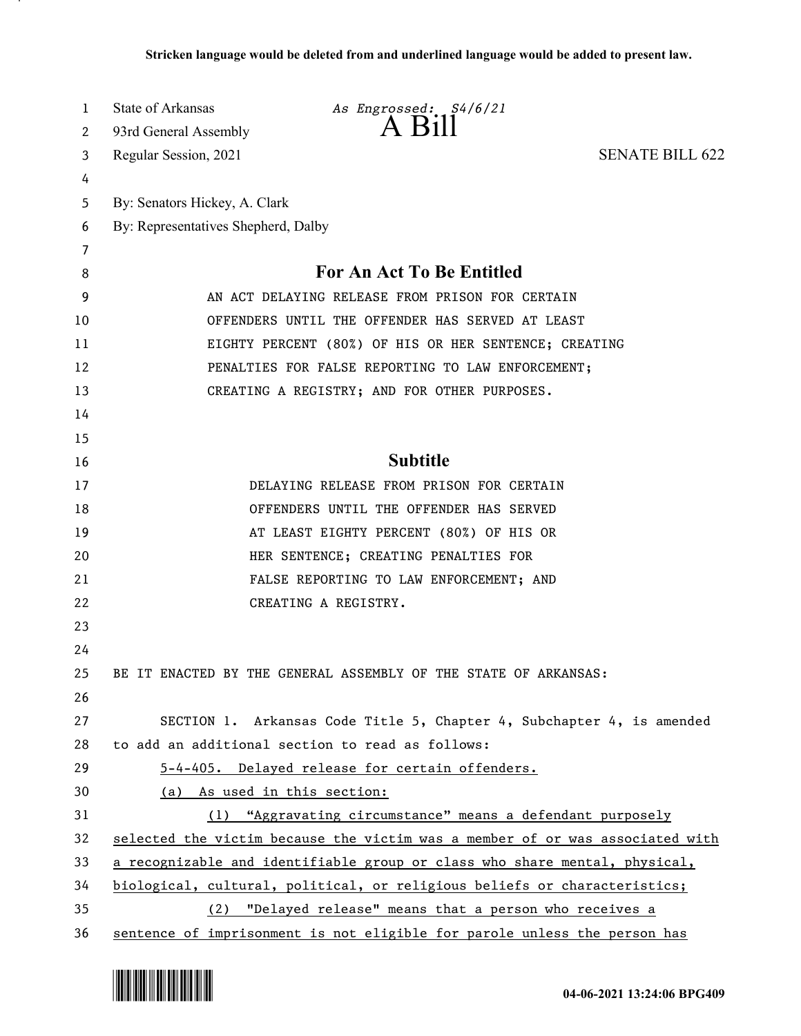**Stricken language would be deleted from and underlined language would be added to present law.**

State of Arkansas *As Engrossed: S4/6/21*
93rd General Assembly **A Bill**
Regular Session, 2021 SENATE BILL 622

By: Senators Hickey, A. Clark
By: Representatives Shepherd, Dalby

## For An Act To Be Entitled

AN ACT DELAYING RELEASE FROM PRISON FOR CERTAIN OFFENDERS UNTIL THE OFFENDER HAS SERVED AT LEAST EIGHTY PERCENT (80%) OF HIS OR HER SENTENCE; CREATING PENALTIES FOR FALSE REPORTING TO LAW ENFORCEMENT; CREATING A REGISTRY; AND FOR OTHER PURPOSES.

## Subtitle

DELAYING RELEASE FROM PRISON FOR CERTAIN OFFENDERS UNTIL THE OFFENDER HAS SERVED AT LEAST EIGHTY PERCENT (80%) OF HIS OR HER SENTENCE; CREATING PENALTIES FOR FALSE REPORTING TO LAW ENFORCEMENT; AND CREATING A REGISTRY.

BE IT ENACTED BY THE GENERAL ASSEMBLY OF THE STATE OF ARKANSAS:

SECTION 1. Arkansas Code Title 5, Chapter 4, Subchapter 4, is amended to add an additional section to read as follows:

5-4-405. Delayed release for certain offenders.

(a) As used in this section:

(1) "Aggravating circumstance" means a defendant purposely selected the victim because the victim was a member of or was associated with a recognizable and identifiable group or class who share mental, physical, biological, cultural, political, or religious beliefs or characteristics;

(2) "Delayed release" means that a person who receives a sentence of imprisonment is not eligible for parole unless the person has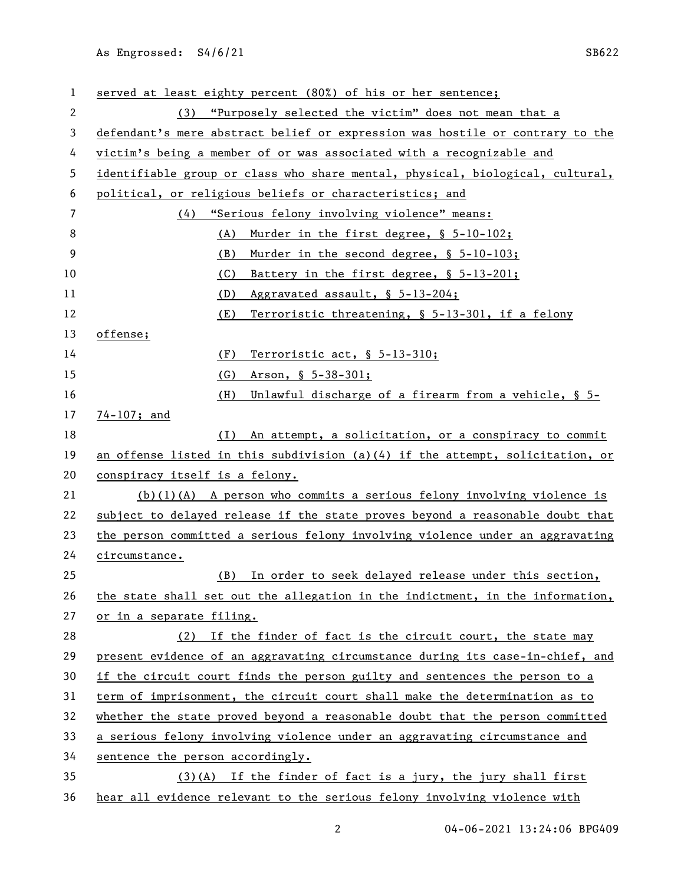served at least eighty percent (80%) of his or her sentence;

(3) "Purposely selected the victim" does not mean that a defendant's mere abstract belief or expression was hostile or contrary to the victim's being a member of or was associated with a recognizable and identifiable group or class who share mental, physical, biological, cultural, political, or religious beliefs or characteristics; and

(4) "Serious felony involving violence" means:

(A) Murder in the first degree, § 5-10-102;

(B) Murder in the second degree, § 5-10-103;

(C) Battery in the first degree, § 5-13-201;

(D) Aggravated assault, § 5-13-204;

(E) Terroristic threatening, § 5-13-301, if a felony offense;

(F) Terroristic act, § 5-13-310;

(G) Arson, § 5-38-301;

(H) Unlawful discharge of a firearm from a vehicle, § 5-74-107; and

(I) An attempt, a solicitation, or a conspiracy to commit an offense listed in this subdivision (a)(4) if the attempt, solicitation, or conspiracy itself is a felony.

(b)(1)(A) A person who commits a serious felony involving violence is subject to delayed release if the state proves beyond a reasonable doubt that the person committed a serious felony involving violence under an aggravating circumstance.

(B) In order to seek delayed release under this section, the state shall set out the allegation in the indictment, in the information, or in a separate filing.

(2) If the finder of fact is the circuit court, the state may present evidence of an aggravating circumstance during its case-in-chief, and if the circuit court finds the person guilty and sentences the person to a term of imprisonment, the circuit court shall make the determination as to whether the state proved beyond a reasonable doubt that the person committed a serious felony involving violence under an aggravating circumstance and sentence the person accordingly.

(3)(A) If the finder of fact is a jury, the jury shall first hear all evidence relevant to the serious felony involving violence with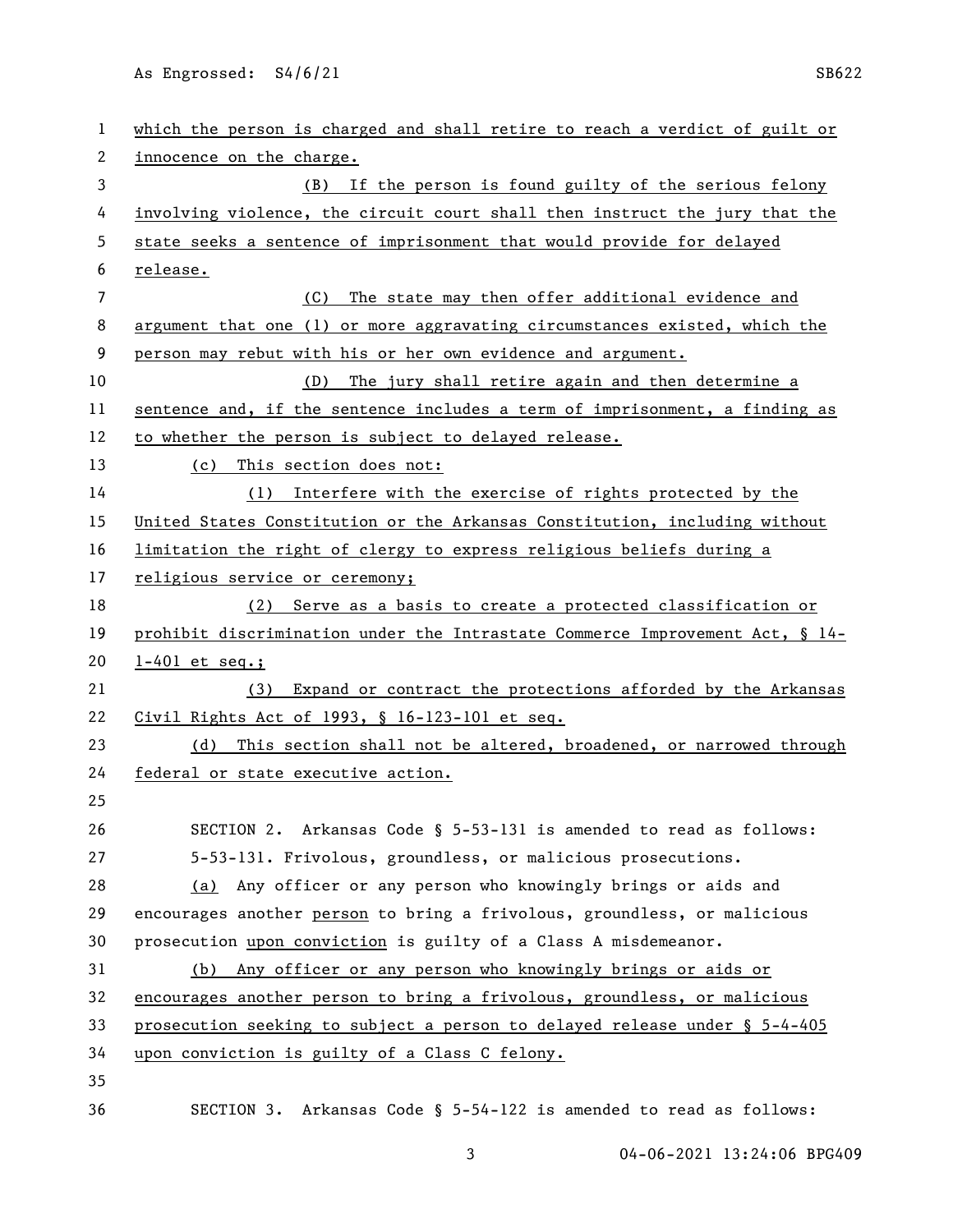which the person is charged and shall retire to reach a verdict of guilt or innocence on the charge.

(B) If the person is found guilty of the serious felony involving violence, the circuit court shall then instruct the jury that the state seeks a sentence of imprisonment that would provide for delayed release.

(C) The state may then offer additional evidence and argument that one (1) or more aggravating circumstances existed, which the person may rebut with his or her own evidence and argument.

(D) The jury shall retire again and then determine a sentence and, if the sentence includes a term of imprisonment, a finding as to whether the person is subject to delayed release.

(c) This section does not:

(1) Interfere with the exercise of rights protected by the United States Constitution or the Arkansas Constitution, including without limitation the right of clergy to express religious beliefs during a religious service or ceremony;

(2) Serve as a basis to create a protected classification or prohibit discrimination under the Intrastate Commerce Improvement Act, § 14-1-401 et seq.;

(3) Expand or contract the protections afforded by the Arkansas Civil Rights Act of 1993, § 16-123-101 et seq.

(d) This section shall not be altered, broadened, or narrowed through federal or state executive action.

SECTION 2. Arkansas Code § 5-53-131 is amended to read as follows:

5-53-131. Frivolous, groundless, or malicious prosecutions.

(a) Any officer or any person who knowingly brings or aids and encourages another person to bring a frivolous, groundless, or malicious prosecution upon conviction is guilty of a Class A misdemeanor.

(b) Any officer or any person who knowingly brings or aids or encourages another person to bring a frivolous, groundless, or malicious prosecution seeking to subject a person to delayed release under § 5-4-405 upon conviction is guilty of a Class C felony.

SECTION 3. Arkansas Code § 5-54-122 is amended to read as follows: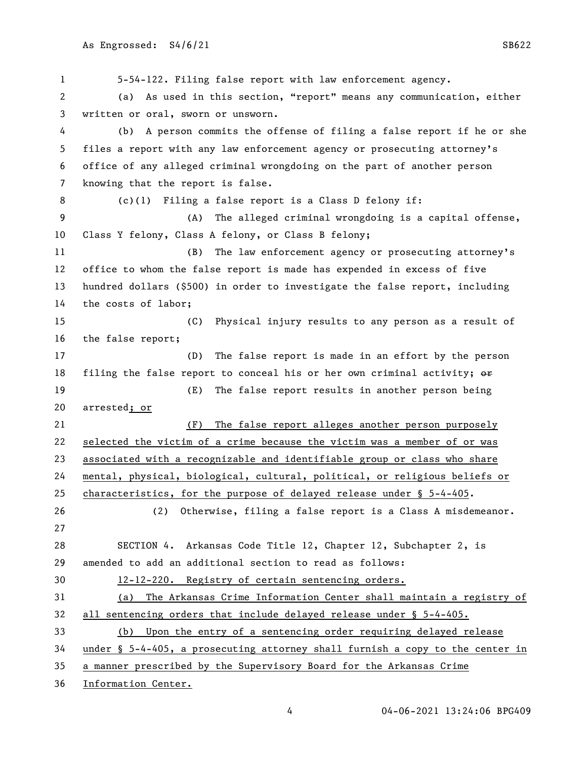5-54-122. Filing false report with law enforcement agency.

(a) As used in this section, "report" means any communication, either written or oral, sworn or unsworn.

(b) A person commits the offense of filing a false report if he or she files a report with any law enforcement agency or prosecuting attorney's office of any alleged criminal wrongdoing on the part of another person knowing that the report is false.

(c)(1) Filing a false report is a Class D felony if:

(A) The alleged criminal wrongdoing is a capital offense, Class Y felony, Class A felony, or Class B felony;

(B) The law enforcement agency or prosecuting attorney's office to whom the false report is made has expended in excess of five hundred dollars ($500) in order to investigate the false report, including the costs of labor;

(C) Physical injury results to any person as a result of the false report;

(D) The false report is made in an effort by the person filing the false report to conceal his or her own criminal activity; ~~or~~

(E) The false report results in another person being arrested<u>; or</u>

<u>(F) The false report alleges another person purposely selected the victim of a crime because the victim was a member of or was associated with a recognizable and identifiable group or class who share mental, physical, biological, cultural, political, or religious beliefs or characteristics, for the purpose of delayed release under § 5-4-405</u>.

(2) Otherwise, filing a false report is a Class A misdemeanor.

SECTION 4. Arkansas Code Title 12, Chapter 12, Subchapter 2, is amended to add an additional section to read as follows:

<u>12-12-220. Registry of certain sentencing orders.</u>

<u>(a) The Arkansas Crime Information Center shall maintain a registry of all sentencing orders that include delayed release under § 5-4-405.</u>

<u>(b) Upon the entry of a sentencing order requiring delayed release under § 5-4-405, a prosecuting attorney shall furnish a copy to the center in a manner prescribed by the Supervisory Board for the Arkansas Crime Information Center.</u>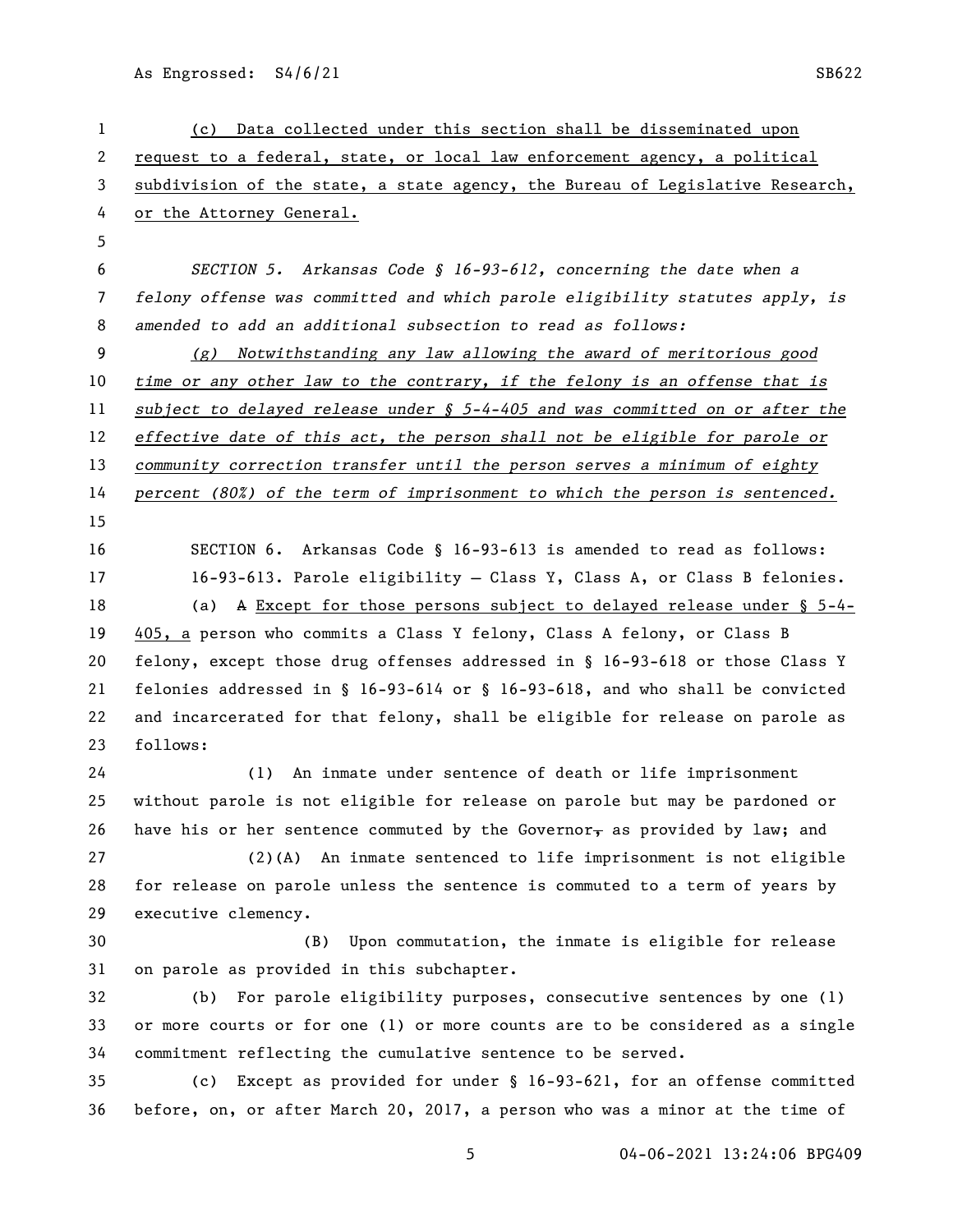(c) Data collected under this section shall be disseminated upon request to a federal, state, or local law enforcement agency, a political subdivision of the state, a state agency, the Bureau of Legislative Research, or the Attorney General.

*SECTION 5. Arkansas Code § 16-93-612, concerning the date when a felony offense was committed and which parole eligibility statutes apply, is amended to add an additional subsection to read as follows:*

*(g) Notwithstanding any law allowing the award of meritorious good time or any other law to the contrary, if the felony is an offense that is subject to delayed release under § 5-4-405 and was committed on or after the effective date of this act, the person shall not be eligible for parole or community correction transfer until the person serves a minimum of eighty percent (80%) of the term of imprisonment to which the person is sentenced.*

SECTION 6. Arkansas Code § 16-93-613 is amended to read as follows:

16-93-613. Parole eligibility — Class Y, Class A, or Class B felonies.

(a) ~~A~~ Except for those persons subject to delayed release under § 5-4-405, a person who commits a Class Y felony, Class A felony, or Class B felony, except those drug offenses addressed in § 16-93-618 or those Class Y felonies addressed in § 16-93-614 or § 16-93-618, and who shall be convicted and incarcerated for that felony, shall be eligible for release on parole as follows:

(1) An inmate under sentence of death or life imprisonment without parole is not eligible for release on parole but may be pardoned or have his or her sentence commuted by the Governor~~,~~ as provided by law; and

(2)(A) An inmate sentenced to life imprisonment is not eligible for release on parole unless the sentence is commuted to a term of years by executive clemency.

(B) Upon commutation, the inmate is eligible for release on parole as provided in this subchapter.

(b) For parole eligibility purposes, consecutive sentences by one (1) or more courts or for one (1) or more counts are to be considered as a single commitment reflecting the cumulative sentence to be served.

(c) Except as provided for under § 16-93-621, for an offense committed before, on, or after March 20, 2017, a person who was a minor at the time of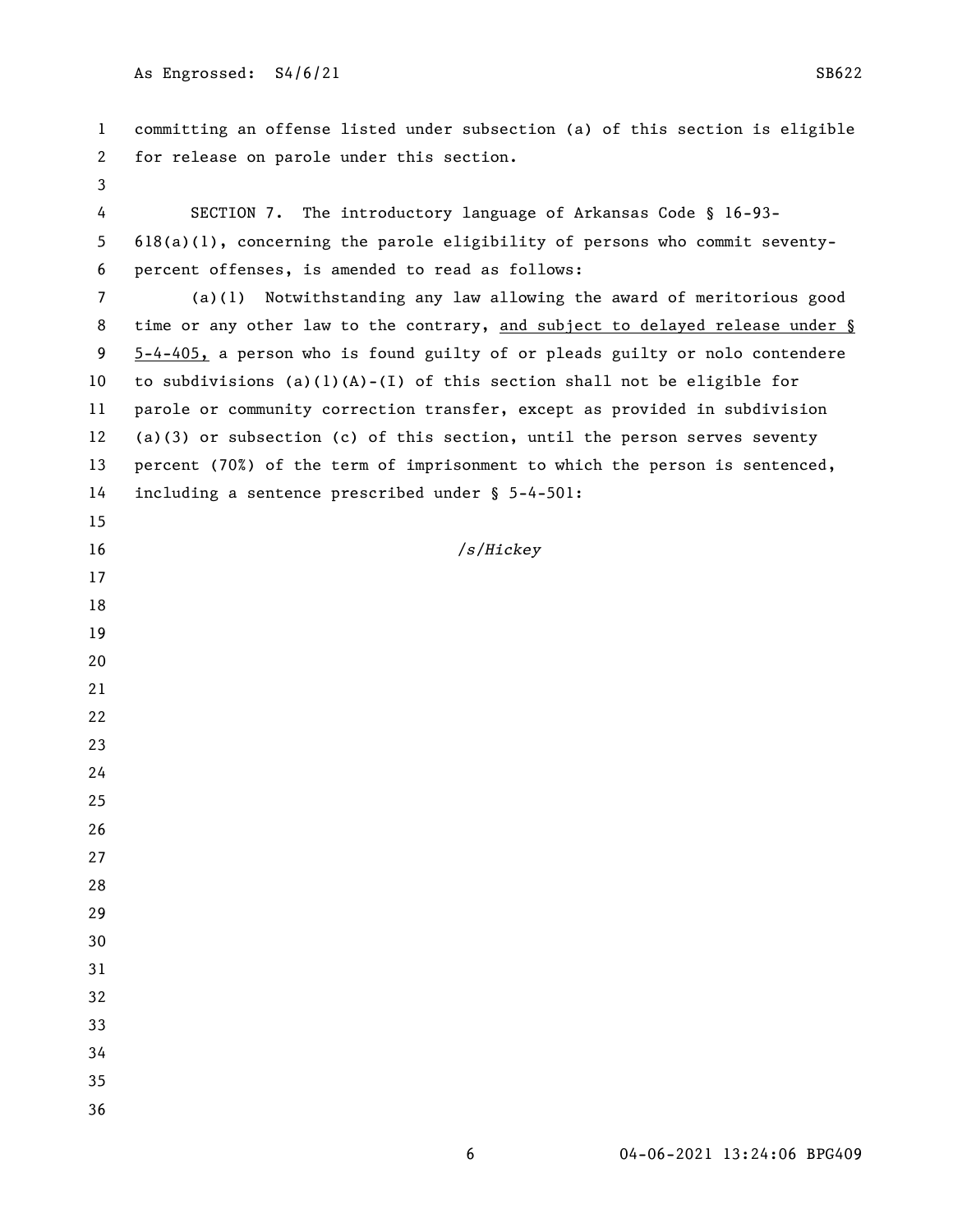committing an offense listed under subsection (a) of this section is eligible for release on parole under this section.

SECTION 7. The introductory language of Arkansas Code § 16-93-618(a)(1), concerning the parole eligibility of persons who commit seventy-percent offenses, is amended to read as follows:

(a)(1) Notwithstanding any law allowing the award of meritorious good time or any other law to the contrary, <u>and subject to delayed release under § 5-4-405,</u> a person who is found guilty of or pleads guilty or nolo contendere to subdivisions (a)(1)(A)-(I) of this section shall not be eligible for parole or community correction transfer, except as provided in subdivision (a)(3) or subsection (c) of this section, until the person serves seventy percent (70%) of the term of imprisonment to which the person is sentenced, including a sentence prescribed under § 5-4-501:

*/s/Hickey*